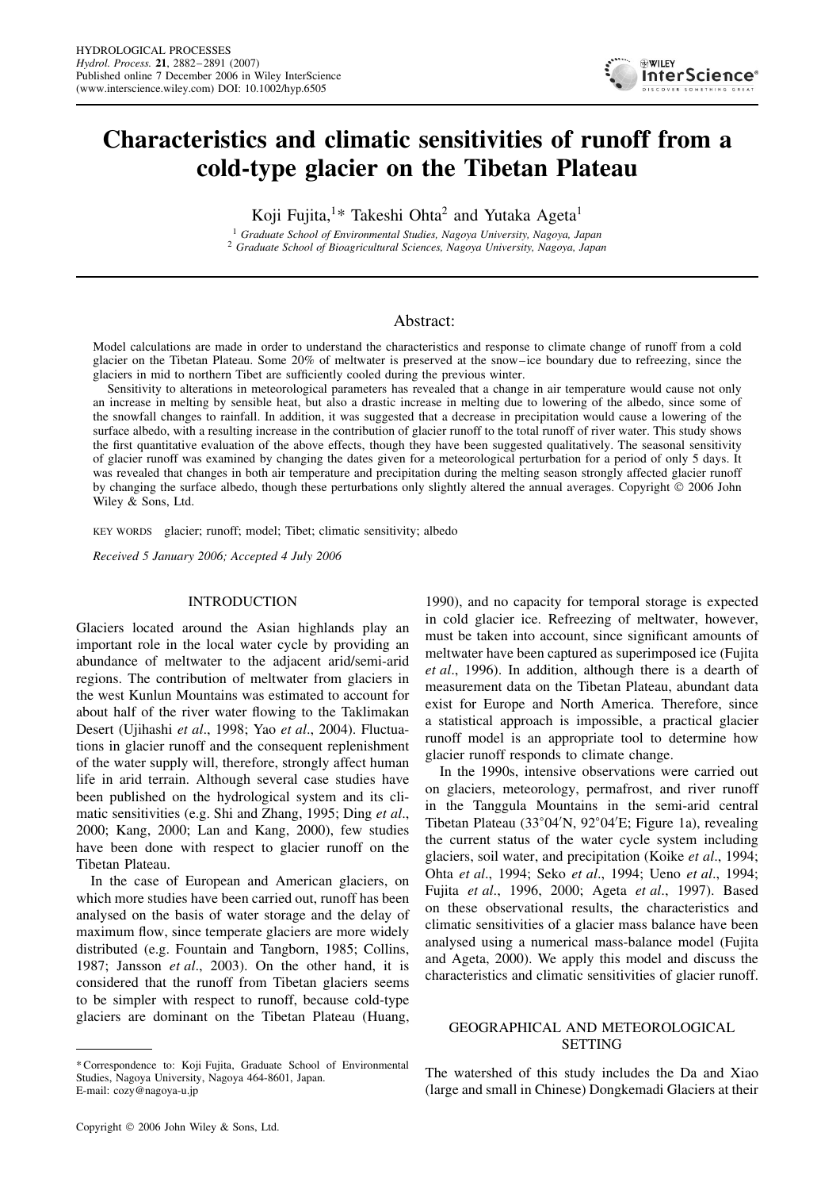# Characteristics and climatic sensitivities of runoff from a cold-type glacier on the Tibetan Plateau

Koji Fujita,[1]* Takeshi Ohta[2] and Yutaka Ageta[1]

[1] *Graduate School of Environmental Studies, Nagoya University, Nagoya, Japan*
[2] *Graduate School of Bioagricultural Sciences, Nagoya University, Nagoya, Japan*

## Abstract:

Model calculations are made in order to understand the characteristics and response to climate change of runoff from a cold glacier on the Tibetan Plateau. Some 20% of meltwater is preserved at the snow–ice boundary due to refreezing, since the glaciers in mid to northern Tibet are sufficiently cooled during the previous winter.

Sensitivity to alterations in meteorological parameters has revealed that a change in air temperature would cause not only an increase in melting by sensible heat, but also a drastic increase in melting due to lowering of the albedo, since some of the snowfall changes to rainfall. In addition, it was suggested that a decrease in precipitation would cause a lowering of the surface albedo, with a resulting increase in the contribution of glacier runoff to the total runoff of river water. This study shows the first quantitative evaluation of the above effects, though they have been suggested qualitatively. The seasonal sensitivity of glacier runoff was examined by changing the dates given for a meteorological perturbation for a period of only 5 days. It was revealed that changes in both air temperature and precipitation during the melting season strongly affected glacier runoff by changing the surface albedo, though these perturbations only slightly altered the annual averages. Copyright © 2006 John Wiley & Sons, Ltd.

KEY WORDS glacier; runoff; model; Tibet; climatic sensitivity; albedo

*Received 5 January 2006; Accepted 4 July 2006*

## INTRODUCTION

Glaciers located around the Asian highlands play an important role in the local water cycle by providing an abundance of meltwater to the adjacent arid/semi-arid regions. The contribution of meltwater from glaciers in the west Kunlun Mountains was estimated to account for about half of the river water flowing to the Taklimakan Desert (Ujihashi *et al*., 1998; Yao *et al*., 2004). Fluctuations in glacier runoff and the consequent replenishment of the water supply will, therefore, strongly affect human life in arid terrain. Although several case studies have been published on the hydrological system and its climatic sensitivities (e.g. Shi and Zhang, 1995; Ding *et al*., 2000; Kang, 2000; Lan and Kang, 2000), few studies have been done with respect to glacier runoff on the Tibetan Plateau.

In the case of European and American glaciers, on which more studies have been carried out, runoff has been analysed on the basis of water storage and the delay of maximum flow, since temperate glaciers are more widely distributed (e.g. Fountain and Tangborn, 1985; Collins, 1987; Jansson *et al*., 2003). On the other hand, it is considered that the runoff from Tibetan glaciers seems to be simpler with respect to runoff, because cold-type glaciers are dominant on the Tibetan Plateau (Huang, 1990), and no capacity for temporal storage is expected in cold glacier ice. Refreezing of meltwater, however, must be taken into account, since significant amounts of meltwater have been captured as superimposed ice (Fujita *et al*., 1996). In addition, although there is a dearth of measurement data on the Tibetan Plateau, abundant data exist for Europe and North America. Therefore, since a statistical approach is impossible, a practical glacier runoff model is an appropriate tool to determine how glacier runoff responds to climate change.

In the 1990s, intensive observations were carried out on glaciers, meteorology, permafrost, and river runoff in the Tanggula Mountains in the semi-arid central Tibetan Plateau (33°04′N, 92°04′E; Figure 1a), revealing the current status of the water cycle system including glaciers, soil water, and precipitation (Koike *et al*., 1994; Ohta *et al*., 1994; Seko *et al*., 1994; Ueno *et al*., 1994; Fujita *et al*., 1996, 2000; Ageta *et al*., 1997). Based on these observational results, the characteristics and climatic sensitivities of a glacier mass balance have been analysed using a numerical mass-balance model (Fujita and Ageta, 2000). We apply this model and discuss the characteristics and climatic sensitivities of glacier runoff.

## GEOGRAPHICAL AND METEOROLOGICAL SETTING

The watershed of this study includes the Da and Xiao (large and small in Chinese) Dongkemadi Glaciers at their

---

\*Correspondence to: Koji Fujita, Graduate School of Environmental Studies, Nagoya University, Nagoya 464-8601, Japan. E-mail: cozy@nagoya-u.jp

Copyright © 2006 John Wiley & Sons, Ltd.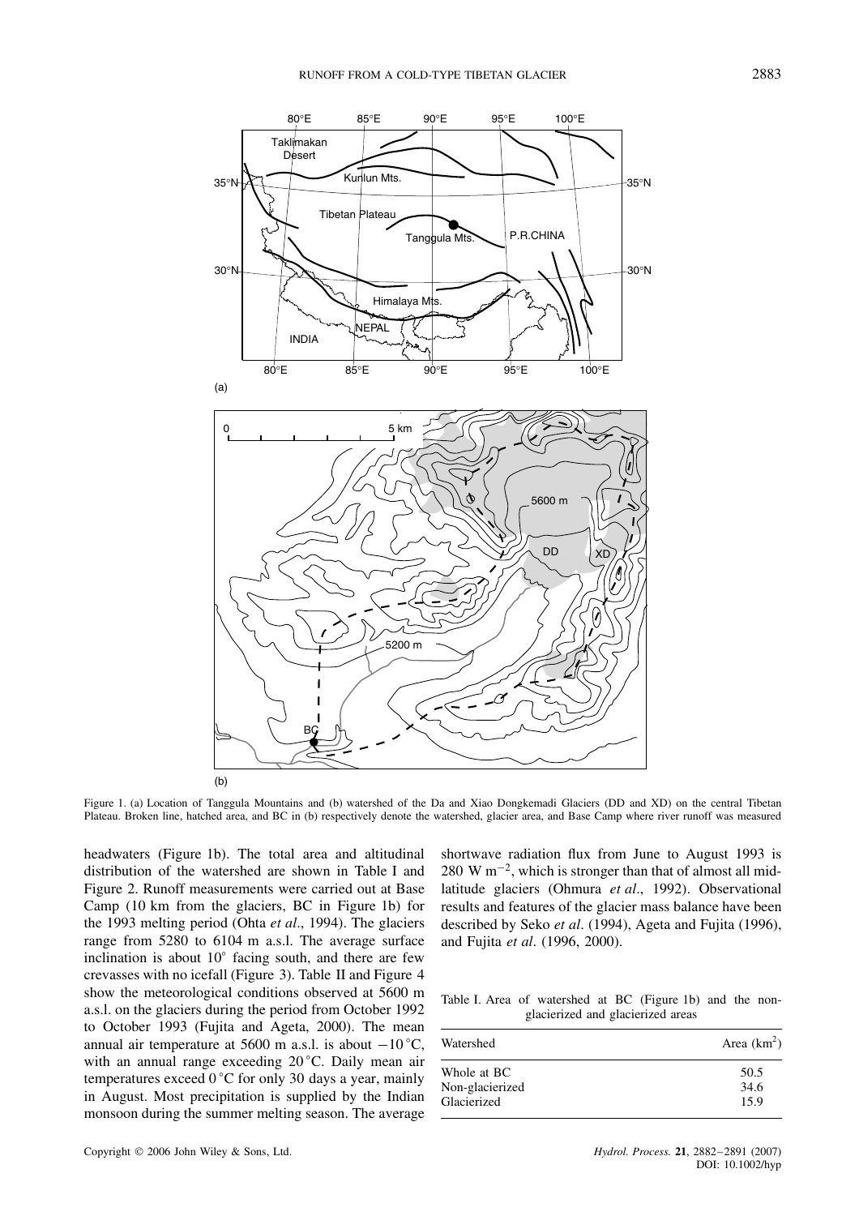Figure 1. (a) Location of Tanggula Mountains and (b) watershed of the Da and Xiao Dongkemadi Glaciers (DD and XD) on the central Tibetan Plateau. Broken line, hatched area, and BC in (b) respectively denote the watershed, glacier area, and Base Camp where river runoff was measured

headwaters (Figure 1b). The total area and altitudinal distribution of the watershed are shown in Table I and Figure 2. Runoff measurements were carried out at Base Camp (10 km from the glaciers, BC in Figure 1b) for the 1993 melting period (Ohta *et al*., 1994). The glaciers range from 5280 to 6104 m a.s.l. The average surface inclination is about 10° facing south, and there are few crevasses with no icefall (Figure 3). Table II and Figure 4 show the meteorological conditions observed at 5600 m a.s.l. on the glaciers during the period from October 1992 to October 1993 (Fujita and Ageta, 2000). The mean annual air temperature at 5600 m a.s.l. is about −10 °C, with an annual range exceeding 20 °C. Daily mean air temperatures exceed 0 °C for only 30 days a year, mainly in August. Most precipitation is supplied by the Indian monsoon during the summer melting season. The average shortwave radiation flux from June to August 1993 is 280 W $m^{-2}$, which is stronger than that of almost all mid-latitude glaciers (Ohmura *et al*., 1992). Observational results and features of the glacier mass balance have been described by Seko *et al*. (1994), Ageta and Fujita (1996), and Fujita *et al*. (1996, 2000).

Table I. Area of watershed at BC (Figure 1b) and the non-glacierized and glacierized areas

| Watershed | Area ($km^2$) |
|---|---|
| Whole at BC | 50.5 |
| Non-glacierized | 34.6 |
| Glacierized | 15.9 |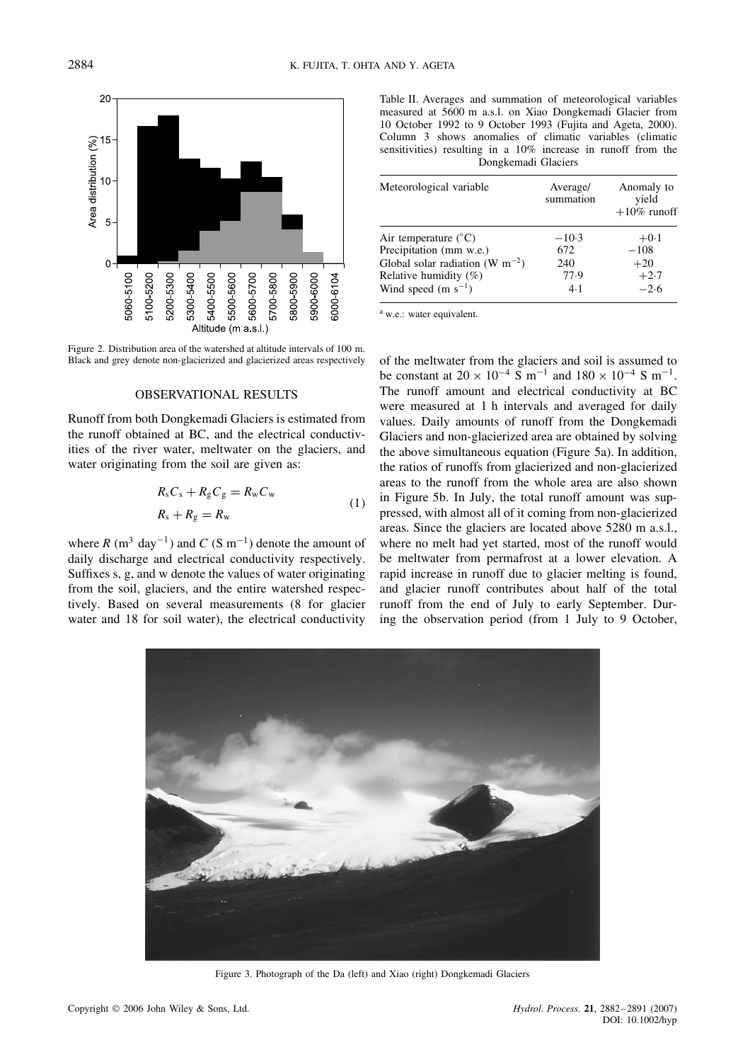Figure 2. Distribution area of the watershed at altitude intervals of 100 m. Black and grey denote non-glacierized and glacierized areas respectively

Table II. Averages and summation of meteorological variables measured at 5600 m a.s.l. on Xiao Dongkemadi Glacier from 10 October 1992 to 9 October 1993 (Fujita and Ageta, 2000). Column 3 shows anomalies of climatic variables (climatic sensitivities) resulting in a 10% increase in runoff from the Dongkemadi Glaciers

| Meteorological variable | Average/ summation | Anomaly to yield +10% runoff |
|---|---|---|
| Air temperature (°C) | −10·3 | +0·1 |
| Precipitation (mm w.e.) | 672 | −108 |
| Global solar radiation (W $m^{-2}$) | 240 | +20 |
| Relative humidity (%) | 77·9 | +2·7 |
| Wind speed (m $s^{-1}$) | 4·1 | −2·6 |

[a] w.e.: water equivalent.

## OBSERVATIONAL RESULTS

Runoff from both Dongkemadi Glaciers is estimated from the runoff obtained at BC, and the electrical conductivities of the river water, meltwater on the glaciers, and water originating from the soil are given as:

$$
\begin{aligned}
R_s C_s + R_g C_g &= R_w C_w \\
R_s + R_g &= R_w
\end{aligned}
\tag{1}
$$

where $R$ ($m^3$ $day^{-1}$) and $C$ (S $m^{-1}$) denote the amount of daily discharge and electrical conductivity respectively. Suffixes s, g, and w denote the values of water originating from the soil, glaciers, and the entire watershed respectively. Based on several measurements (8 for glacier water and 18 for soil water), the electrical conductivity of the meltwater from the glaciers and soil is assumed to be constant at $20 \times 10^{-4}$ S $m^{-1}$ and $180 \times 10^{-4}$ S $m^{-1}$. The runoff amount and electrical conductivity at BC were measured at 1 h intervals and averaged for daily values. Daily amounts of runoff from the Dongkemadi Glaciers and non-glacierized area are obtained by solving the above simultaneous equation (Figure 5a). In addition, the ratios of runoffs from glacierized and non-glacierized areas to the runoff from the whole area are also shown in Figure 5b. In July, the total runoff amount was suppressed, with almost all of it coming from non-glacierized areas. Since the glaciers are located above 5280 m a.s.l., where no melt had yet started, most of the runoff would be meltwater from permafrost at a lower elevation. A rapid increase in runoff due to glacier melting is found, and glacier runoff contributes about half of the total runoff from the end of July to early September. During the observation period (from 1 July to 9 October,

Figure 3. Photograph of the Da (left) and Xiao (right) Dongkemadi Glaciers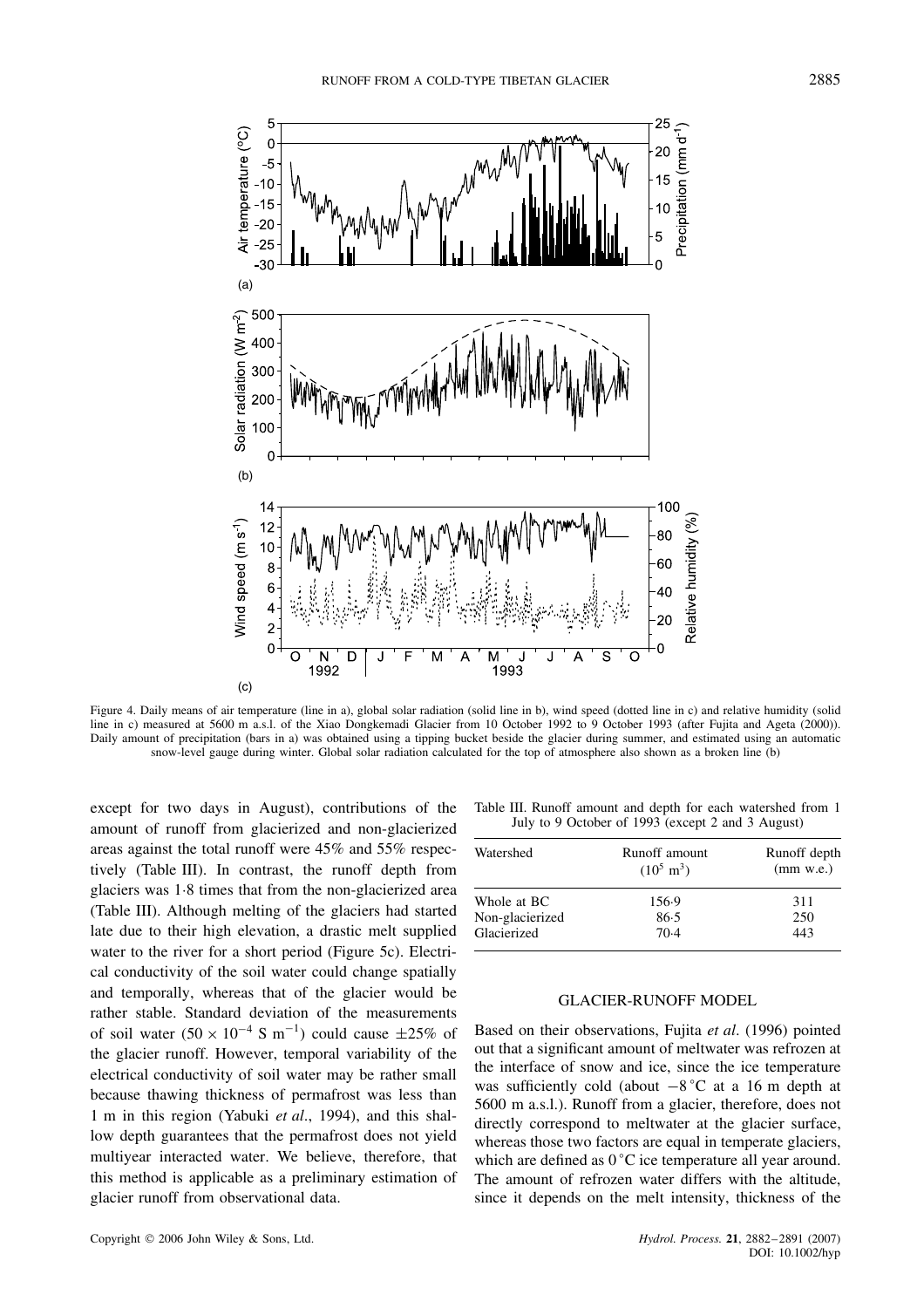Figure 4. Daily means of air temperature (line in a), global solar radiation (solid line in b), wind speed (dotted line in c) and relative humidity (solid line in c) measured at 5600 m a.s.l. of the Xiao Dongkemadi Glacier from 10 October 1992 to 9 October 1993 (after Fujita and Ageta (2000)). Daily amount of precipitation (bars in a) was obtained using a tipping bucket beside the glacier during summer, and estimated using an automatic snow-level gauge during winter. Global solar radiation calculated for the top of atmosphere also shown as a broken line (b)

except for two days in August), contributions of the amount of runoff from glacierized and non-glacierized areas against the total runoff were 45% and 55% respectively (Table III). In contrast, the runoff depth from glaciers was 1·8 times that from the non-glacierized area (Table III). Although melting of the glaciers had started late due to their high elevation, a drastic melt supplied water to the river for a short period (Figure 5c). Electrical conductivity of the soil water could change spatially and temporally, whereas that of the glacier would be rather stable. Standard deviation of the measurements of soil water ($50 \times 10^{-4}$ S m$^{-1}$) could cause ±25% of the glacier runoff. However, temporal variability of the electrical conductivity of soil water may be rather small because thawing thickness of permafrost was less than 1 m in this region (Yabuki *et al*., 1994), and this shallow depth guarantees that the permafrost does not yield multiyear interacted water. We believe, therefore, that this method is applicable as a preliminary estimation of glacier runoff from observational data.

Table III. Runoff amount and depth for each watershed from 1 July to 9 October of 1993 (except 2 and 3 August)

| Watershed | Runoff amount ($10^5$ m$^3$) | Runoff depth (mm w.e.) |
|---|---|---|
| Whole at BC | 156·9 | 311 |
| Non-glacierized | 86·5 | 250 |
| Glacierized | 70·4 | 443 |

## GLACIER-RUNOFF MODEL

Based on their observations, Fujita *et al*. (1996) pointed out that a significant amount of meltwater was refrozen at the interface of snow and ice, since the ice temperature was sufficiently cold (about −8 °C at a 16 m depth at 5600 m a.s.l.). Runoff from a glacier, therefore, does not directly correspond to meltwater at the glacier surface, whereas those two factors are equal in temperate glaciers, which are defined as 0 °C ice temperature all year around. The amount of refrozen water differs with the altitude, since it depends on the melt intensity, thickness of the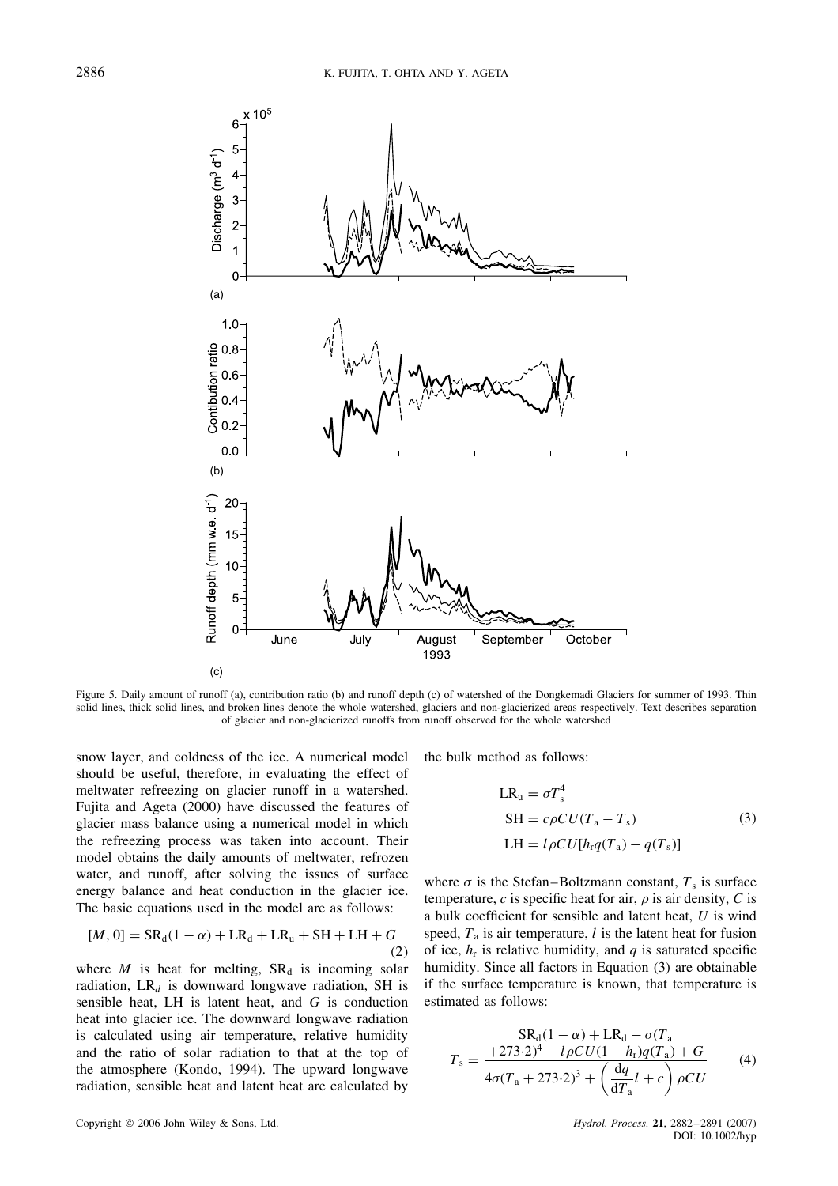Figure 5. Daily amount of runoff (a), contribution ratio (b) and runoff depth (c) of watershed of the Dongkemadi Glaciers for summer of 1993. Thin solid lines, thick solid lines, and broken lines denote the whole watershed, glaciers and non-glacierized areas respectively. Text describes separation of glacier and non-glacierized runoffs from runoff observed for the whole watershed

snow layer, and coldness of the ice. A numerical model should be useful, therefore, in evaluating the effect of meltwater refreezing on glacier runoff in a watershed. Fujita and Ageta (2000) have discussed the features of glacier mass balance using a numerical model in which the refreezing process was taken into account. Their model obtains the daily amounts of meltwater, refrozen water, and runoff, after solving the issues of surface energy balance and heat conduction in the glacier ice. The basic equations used in the model are as follows:

$$[M, 0] = \mathrm{SR_d}(1-\alpha) + \mathrm{LR_d} + \mathrm{LR_u} + \mathrm{SH} + \mathrm{LH} + G \tag{2}$$

where $M$ is heat for melting, $\mathrm{SR_d}$ is incoming solar radiation, $\mathrm{LR}_d$ is downward longwave radiation, SH is sensible heat, LH is latent heat, and $G$ is conduction heat into glacier ice. The downward longwave radiation is calculated using air temperature, relative humidity and the ratio of solar radiation to that at the top of the atmosphere (Kondo, 1994). The upward longwave radiation, sensible heat and latent heat are calculated by the bulk method as follows:

$$
\begin{aligned}
\mathrm{LR_u} &= \sigma T_s^4 \\
\mathrm{SH} &= c\rho C U (T_a - T_s) \\
\mathrm{LH} &= l\rho C U [h_r q(T_a) - q(T_s)]
\end{aligned}
\tag{3}
$$

where $\sigma$ is the Stefan–Boltzmann constant, $T_s$ is surface temperature, $c$ is specific heat for air, $\rho$ is air density, $C$ is a bulk coefficient for sensible and latent heat, $U$ is wind speed, $T_a$ is air temperature, $l$ is the latent heat for fusion of ice, $h_r$ is relative humidity, and $q$ is saturated specific humidity. Since all factors in Equation (3) are obtainable if the surface temperature is known, that temperature is estimated as follows:

$$T_s = \frac{\mathrm{SR_d}(1-\alpha) + \mathrm{LR_d} - \sigma(T_a + 273{\cdot}2)^4 - l\rho C U (1-h_r) q(T_a) + G}{4\sigma(T_a + 273{\cdot}2)^3 + \left(\dfrac{dq}{dT_a} l + c\right)\rho C U} \tag{4}$$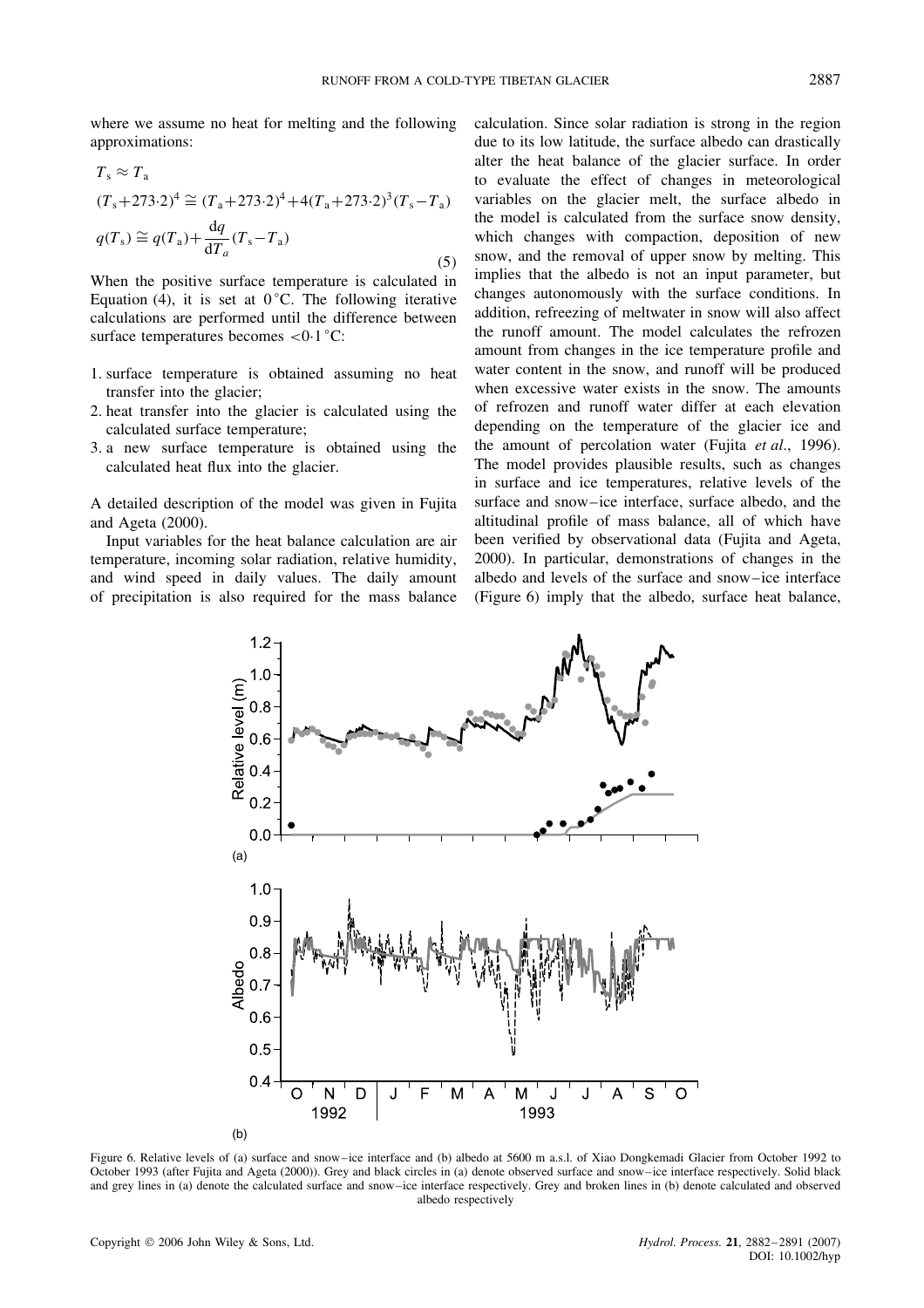where we assume no heat for melting and the following approximations:

$$
\begin{aligned}
&T_s \approx T_a \\
&(T_s+273\cdot 2)^4 \cong (T_a+273\cdot 2)^4+4(T_a+273\cdot 2)^3(T_s-T_a) \\
&q(T_s) \cong q(T_a)+\frac{dq}{dT_a}(T_s-T_a)
\end{aligned}
\tag{5}
$$

When the positive surface temperature is calculated in Equation (4), it is set at 0 °C. The following iterative calculations are performed until the difference between surface temperatures becomes <0·1 °C:

1. surface temperature is obtained assuming no heat transfer into the glacier;
2. heat transfer into the glacier is calculated using the calculated surface temperature;
3. a new surface temperature is obtained using the calculated heat flux into the glacier.

A detailed description of the model was given in Fujita and Ageta (2000).

Input variables for the heat balance calculation are air temperature, incoming solar radiation, relative humidity, and wind speed in daily values. The daily amount of precipitation is also required for the mass balance calculation. Since solar radiation is strong in the region due to its low latitude, the surface albedo can drastically alter the heat balance of the glacier surface. In order to evaluate the effect of changes in meteorological variables on the glacier melt, the surface albedo in the model is calculated from the surface snow density, which changes with compaction, deposition of new snow, and the removal of upper snow by melting. This implies that the albedo is not an input parameter, but changes autonomously with the surface conditions. In addition, refreezing of meltwater in snow will also affect the runoff amount. The model calculates the refrozen amount from changes in the ice temperature profile and water content in the snow, and runoff will be produced when excessive water exists in the snow. The amounts of refrozen and runoff water differ at each elevation depending on the temperature of the glacier ice and the amount of percolation water (Fujita *et al*., 1996). The model provides plausible results, such as changes in surface and ice temperatures, relative levels of the surface and snow–ice interface, surface albedo, and the altitudinal profile of mass balance, all of which have been verified by observational data (Fujita and Ageta, 2000). In particular, demonstrations of changes in the albedo and levels of the surface and snow–ice interface (Figure 6) imply that the albedo, surface heat balance,

Figure 6. Relative levels of (a) surface and snow–ice interface and (b) albedo at 5600 m a.s.l. of Xiao Dongkemadi Glacier from October 1992 to October 1993 (after Fujita and Ageta (2000)). Grey and black circles in (a) denote observed surface and snow–ice interface respectively. Solid black and grey lines in (a) denote the calculated surface and snow–ice interface respectively. Grey and broken lines in (b) denote calculated and observed albedo respectively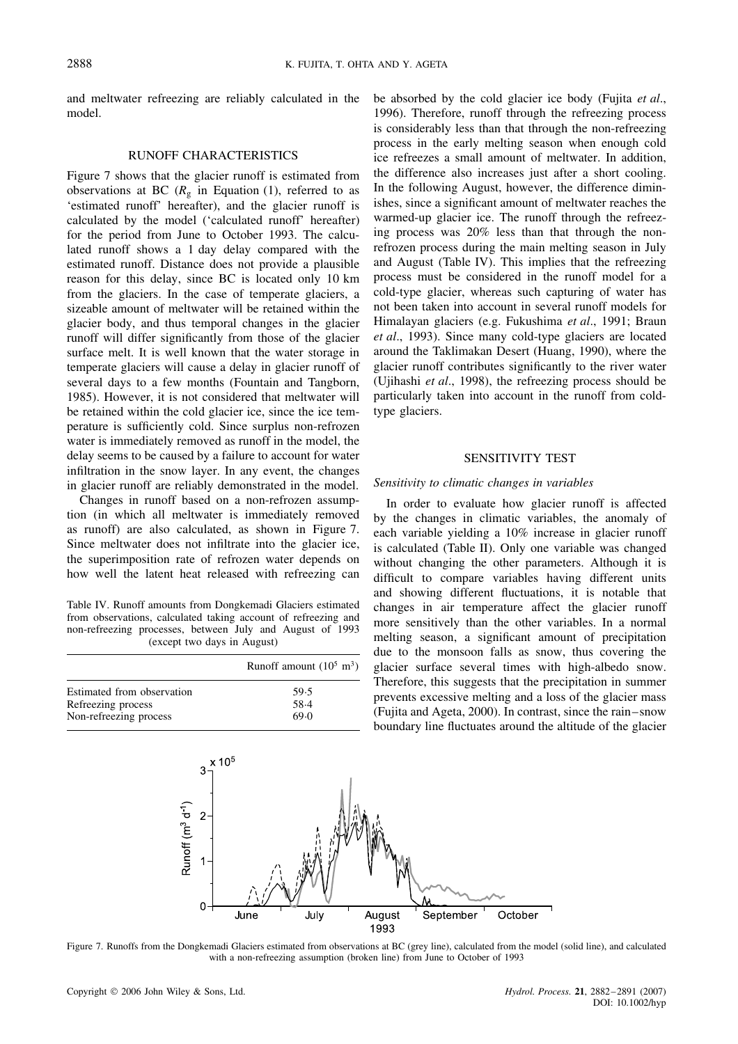and meltwater refreezing are reliably calculated in the model.

## RUNOFF CHARACTERISTICS

Figure 7 shows that the glacier runoff is estimated from observations at BC ($R_g$ in Equation (1), referred to as 'estimated runoff' hereafter), and the glacier runoff is calculated by the model ('calculated runoff' hereafter) for the period from June to October 1993. The calculated runoff shows a 1 day delay compared with the estimated runoff. Distance does not provide a plausible reason for this delay, since BC is located only 10 km from the glaciers. In the case of temperate glaciers, a sizeable amount of meltwater will be retained within the glacier body, and thus temporal changes in the glacier runoff will differ significantly from those of the glacier surface melt. It is well known that the water storage in temperate glaciers will cause a delay in glacier runoff of several days to a few months (Fountain and Tangborn, 1985). However, it is not considered that meltwater will be retained within the cold glacier ice, since the ice temperature is sufficiently cold. Since surplus non-refrozen water is immediately removed as runoff in the model, the delay seems to be caused by a failure to account for water infiltration in the snow layer. In any event, the changes in glacier runoff are reliably demonstrated in the model.

Changes in runoff based on a non-refrozen assumption (in which all meltwater is immediately removed as runoff) are also calculated, as shown in Figure 7. Since meltwater does not infiltrate into the glacier ice, the superimposition rate of refrozen water depends on how well the latent heat released with refreezing can be absorbed by the cold glacier ice body (Fujita *et al*., 1996). Therefore, runoff through the refreezing process is considerably less than that through the non-refreezing process in the early melting season when enough cold ice refreezes a small amount of meltwater. In addition, the difference also increases just after a short cooling. In the following August, however, the difference diminishes, since a significant amount of meltwater reaches the warmed-up glacier ice. The runoff through the refreezing process was 20% less than that through the non-refrozen process during the main melting season in July and August (Table IV). This implies that the refreezing process must be considered in the runoff model for a cold-type glacier, whereas such capturing of water has not been taken into account in several runoff models for Himalayan glaciers (e.g. Fukushima *et al*., 1991; Braun *et al*., 1993). Since many cold-type glaciers are located around the Taklimakan Desert (Huang, 1990), where the glacier runoff contributes significantly to the river water (Ujihashi *et al*., 1998), the refreezing process should be particularly taken into account in the runoff from cold-type glaciers.

Table IV. Runoff amounts from Dongkemadi Glaciers estimated from observations, calculated taking account of refreezing and non-refreezing processes, between July and August of 1993 (except two days in August)

| | Runoff amount ($10^5$ m$^3$) |
|---|---|
| Estimated from observation | 59·5 |
| Refreezing process | 58·4 |
| Non-refreezing process | 69·0 |

## SENSITIVITY TEST

### *Sensitivity to climatic changes in variables*

In order to evaluate how glacier runoff is affected by the changes in climatic variables, the anomaly of each variable yielding a 10% increase in glacier runoff is calculated (Table II). Only one variable was changed without changing the other parameters. Although it is difficult to compare variables having different units and showing different fluctuations, it is notable that changes in air temperature affect the glacier runoff more sensitively than the other variables. In a normal melting season, a significant amount of precipitation due to the monsoon falls as snow, thus covering the glacier surface several times with high-albedo snow. Therefore, this suggests that the precipitation in summer prevents excessive melting and a loss of the glacier mass (Fujita and Ageta, 2000). In contrast, since the rain–snow boundary line fluctuates around the altitude of the glacier

Figure 7. Runoffs from the Dongkemadi Glaciers estimated from observations at BC (grey line), calculated from the model (solid line), and calculated with a non-refreezing assumption (broken line) from June to October of 1993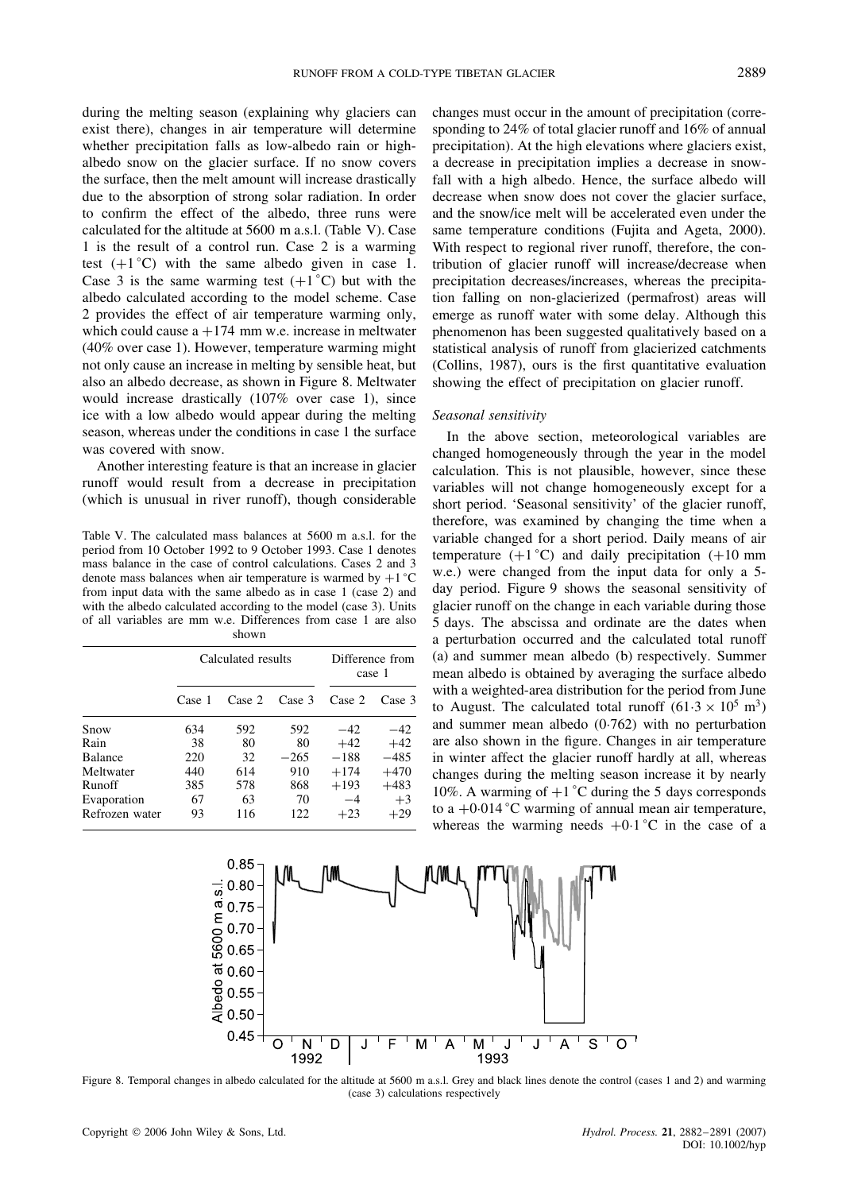during the melting season (explaining why glaciers can exist there), changes in air temperature will determine whether precipitation falls as low-albedo rain or high-albedo snow on the glacier surface. If no snow covers the surface, then the melt amount will increase drastically due to the absorption of strong solar radiation. In order to confirm the effect of the albedo, three runs were calculated for the altitude at 5600 m a.s.l. (Table V). Case 1 is the result of a control run. Case 2 is a warming test (+1 °C) with the same albedo given in case 1. Case 3 is the same warming test (+1 °C) but with the albedo calculated according to the model scheme. Case 2 provides the effect of air temperature warming only, which could cause a +174 mm w.e. increase in meltwater (40% over case 1). However, temperature warming might not only cause an increase in melting by sensible heat, but also an albedo decrease, as shown in Figure 8. Meltwater would increase drastically (107% over case 1), since ice with a low albedo would appear during the melting season, whereas under the conditions in case 1 the surface was covered with snow.

Another interesting feature is that an increase in glacier runoff would result from a decrease in precipitation (which is unusual in river runoff), though considerable changes must occur in the amount of precipitation (corresponding to 24% of total glacier runoff and 16% of annual precipitation). At the high elevations where glaciers exist, a decrease in precipitation implies a decrease in snowfall with a high albedo. Hence, the surface albedo will decrease when snow does not cover the glacier surface, and the snow/ice melt will be accelerated even under the same temperature conditions (Fujita and Ageta, 2000). With respect to regional river runoff, therefore, the contribution of glacier runoff will increase/decrease when precipitation decreases/increases, whereas the precipitation falling on non-glacierized (permafrost) areas will emerge as runoff water with some delay. Although this phenomenon has been suggested qualitatively based on a statistical analysis of runoff from glacierized catchments (Collins, 1987), ours is the first quantitative evaluation showing the effect of precipitation on glacier runoff.

Table V. The calculated mass balances at 5600 m a.s.l. for the period from 10 October 1992 to 9 October 1993. Case 1 denotes mass balance in the case of control calculations. Cases 2 and 3 denote mass balances when air temperature is warmed by +1 °C from input data with the same albedo as in case 1 (case 2) and with the albedo calculated according to the model (case 3). Units of all variables are mm w.e. Differences from case 1 are also shown

| | Calculated results | | | Difference from case 1 | |
|---|---|---|---|---|---|
| | Case 1 | Case 2 | Case 3 | Case 2 | Case 3 |
| Snow | 634 | 592 | 592 | −42 | −42 |
| Rain | 38 | 80 | 80 | +42 | +42 |
| Balance | 220 | 32 | −265 | −188 | −485 |
| Meltwater | 440 | 614 | 910 | +174 | +470 |
| Runoff | 385 | 578 | 868 | +193 | +483 |
| Evaporation | 67 | 63 | 70 | −4 | +3 |
| Refrozen water | 93 | 116 | 122 | +23 | +29 |

### *Seasonal sensitivity*

In the above section, meteorological variables are changed homogeneously through the year in the model calculation. This is not plausible, however, since these variables will not change homogeneously except for a short period. 'Seasonal sensitivity' of the glacier runoff, therefore, was examined by changing the time when a variable changed for a short period. Daily means of air temperature (+1 °C) and daily precipitation (+10 mm w.e.) were changed from the input data for only a 5-day period. Figure 9 shows the seasonal sensitivity of glacier runoff on the change in each variable during those 5 days. The abscissa and ordinate are the dates when a perturbation occurred and the calculated total runoff (a) and summer mean albedo (b) respectively. Summer mean albedo is obtained by averaging the surface albedo with a weighted-area distribution for the period from June to August. The calculated total runoff ($61{\cdot}3 \times 10^5$ m$^3$) and summer mean albedo (0·762) with no perturbation are also shown in the figure. Changes in air temperature in winter affect the glacier runoff hardly at all, whereas changes during the melting season increase it by nearly 10%. A warming of +1 °C during the 5 days corresponds to a +0·014 °C warming of annual mean air temperature, whereas the warming needs +0·1 °C in the case of a

Figure 8. Temporal changes in albedo calculated for the altitude at 5600 m a.s.l. Grey and black lines denote the control (cases 1 and 2) and warming (case 3) calculations respectively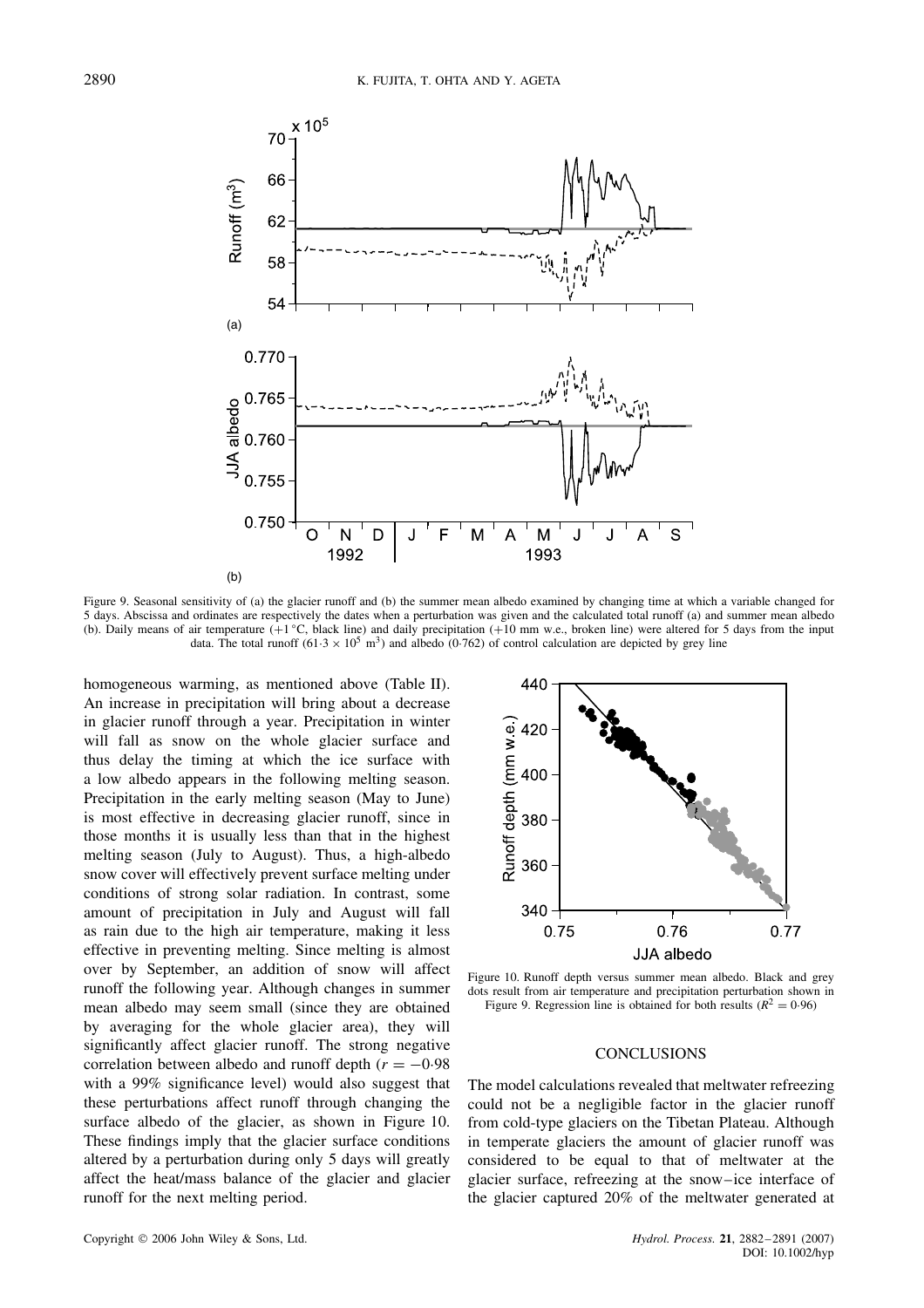Figure 9. Seasonal sensitivity of (a) the glacier runoff and (b) the summer mean albedo examined by changing time at which a variable changed for 5 days. Abscissa and ordinates are respectively the dates when a perturbation was given and the calculated total runoff (a) and summer mean albedo (b). Daily means of air temperature (+1 °C, black line) and daily precipitation (+10 mm w.e., broken line) were altered for 5 days from the input data. The total runoff ($61{\cdot}3 \times 10^5$ m$^3$) and albedo (0·762) of control calculation are depicted by grey line

homogeneous warming, as mentioned above (Table II). An increase in precipitation will bring about a decrease in glacier runoff through a year. Precipitation in winter will fall as snow on the whole glacier surface and thus delay the timing at which the ice surface with a low albedo appears in the following melting season. Precipitation in the early melting season (May to June) is most effective in decreasing glacier runoff, since in those months it is usually less than that in the highest melting season (July to August). Thus, a high-albedo snow cover will effectively prevent surface melting under conditions of strong solar radiation. In contrast, some amount of precipitation in July and August will fall as rain due to the high air temperature, making it less effective in preventing melting. Since melting is almost over by September, an addition of snow will affect runoff the following year. Although changes in summer mean albedo may seem small (since they are obtained by averaging for the whole glacier area), they will significantly affect glacier runoff. The strong negative correlation between albedo and runoff depth ($r = -0{\cdot}98$ with a 99% significance level) would also suggest that these perturbations affect runoff through changing the surface albedo of the glacier, as shown in Figure 10. These findings imply that the glacier surface conditions altered by a perturbation during only 5 days will greatly affect the heat/mass balance of the glacier and glacier runoff for the next melting period.

Figure 10. Runoff depth versus summer mean albedo. Black and grey dots result from air temperature and precipitation perturbation shown in Figure 9. Regression line is obtained for both results ($R^2 = 0{\cdot}96$)

## CONCLUSIONS

The model calculations revealed that meltwater refreezing could not be a negligible factor in the glacier runoff from cold-type glaciers on the Tibetan Plateau. Although in temperate glaciers the amount of glacier runoff was considered to be equal to that of meltwater at the glacier surface, refreezing at the snow–ice interface of the glacier captured 20% of the meltwater generated at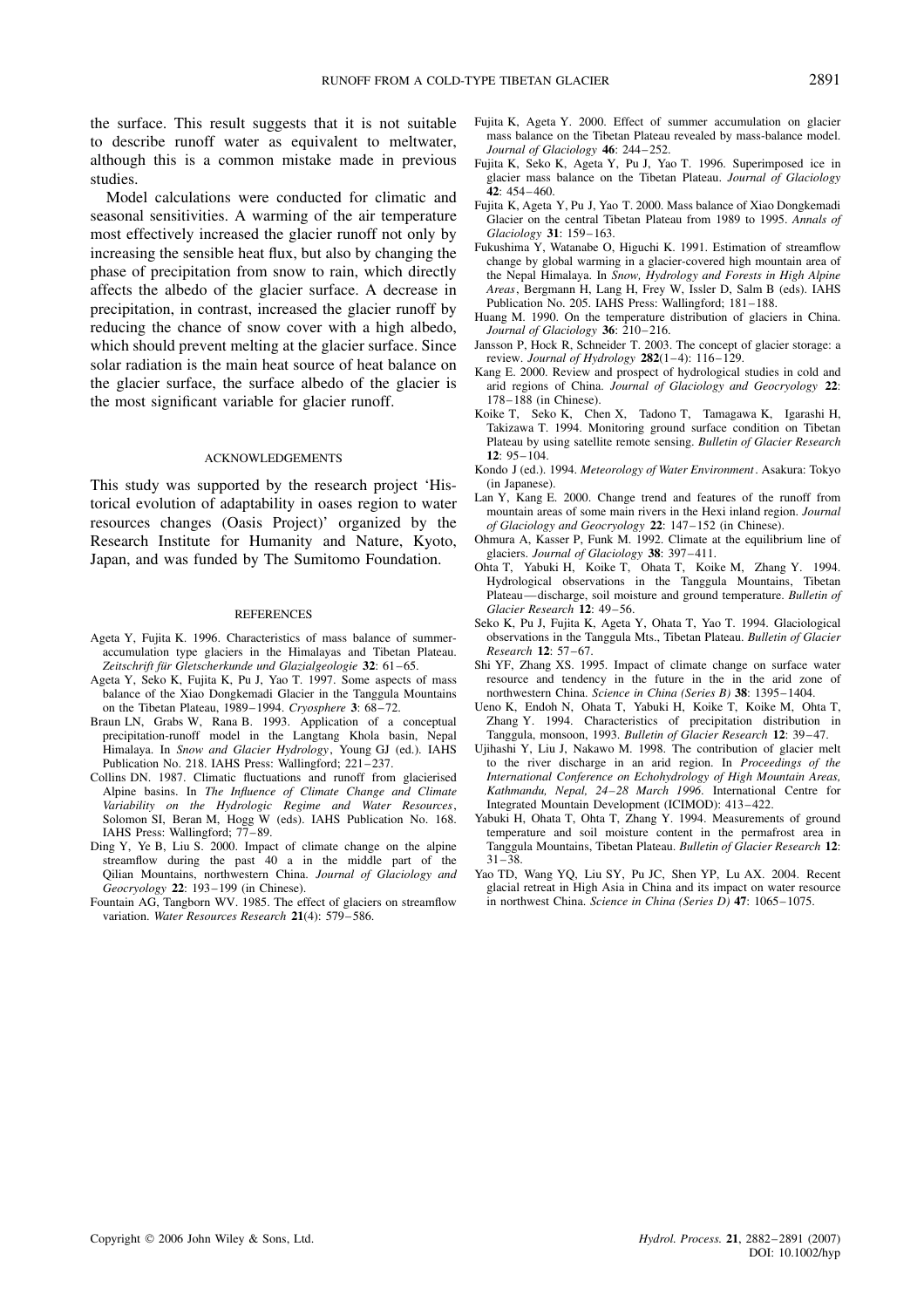the surface. This result suggests that it is not suitable to describe runoff water as equivalent to meltwater, although this is a common mistake made in previous studies.

Model calculations were conducted for climatic and seasonal sensitivities. A warming of the air temperature most effectively increased the glacier runoff not only by increasing the sensible heat flux, but also by changing the phase of precipitation from snow to rain, which directly affects the albedo of the glacier surface. A decrease in precipitation, in contrast, increased the glacier runoff by reducing the chance of snow cover with a high albedo, which should prevent melting at the glacier surface. Since solar radiation is the main heat source of heat balance on the glacier surface, the surface albedo of the glacier is the most significant variable for glacier runoff.

## ACKNOWLEDGEMENTS

This study was supported by the research project 'Historical evolution of adaptability in oases region to water resources changes (Oasis Project)' organized by the Research Institute for Humanity and Nature, Kyoto, Japan, and was funded by The Sumitomo Foundation.

## REFERENCES

Ageta Y, Fujita K. 1996. Characteristics of mass balance of summer-accumulation type glaciers in the Himalayas and Tibetan Plateau. *Zeitschrift für Gletscherkunde und Glazialgeologie* **32**: 61–65.

Ageta Y, Seko K, Fujita K, Pu J, Yao T. 1997. Some aspects of mass balance of the Xiao Dongkemadi Glacier in the Tanggula Mountains on the Tibetan Plateau, 1989–1994. *Cryosphere* **3**: 68–72.

Braun LN, Grabs W, Rana B. 1993. Application of a conceptual precipitation-runoff model in the Langtang Khola basin, Nepal Himalaya. In *Snow and Glacier Hydrology*, Young GJ (ed.). IAHS Publication No. 218. IAHS Press: Wallingford; 221–237.

Collins DN. 1987. Climatic fluctuations and runoff from glacierised Alpine basins. In *The Influence of Climate Change and Climate Variability on the Hydrologic Regime and Water Resources*, Solomon SI, Beran M, Hogg W (eds). IAHS Publication No. 168. IAHS Press: Wallingford; 77–89.

Ding Y, Ye B, Liu S. 2000. Impact of climate change on the alpine streamflow during the past 40 a in the middle part of the Qilian Mountains, northwestern China. *Journal of Glaciology and Geocryology* **22**: 193–199 (in Chinese).

Fountain AG, Tangborn WV. 1985. The effect of glaciers on streamflow variation. *Water Resources Research* **21**(4): 579–586.

Fujita K, Ageta Y. 2000. Effect of summer accumulation on glacier mass balance on the Tibetan Plateau revealed by mass-balance model. *Journal of Glaciology* **46**: 244–252.

Fujita K, Seko K, Ageta Y, Pu J, Yao T. 1996. Superimposed ice in glacier mass balance on the Tibetan Plateau. *Journal of Glaciology* **42**: 454–460.

Fujita K, Ageta Y, Pu J, Yao T. 2000. Mass balance of Xiao Dongkemadi Glacier on the central Tibetan Plateau from 1989 to 1995. *Annals of Glaciology* **31**: 159–163.

Fukushima Y, Watanabe O, Higuchi K. 1991. Estimation of streamflow change by global warming in a glacier-covered high mountain area of the Nepal Himalaya. In *Snow, Hydrology and Forests in High Alpine Areas*, Bergmann H, Lang H, Frey W, Issler D, Salm B (eds). IAHS Publication No. 205. IAHS Press: Wallingford; 181–188.

Huang M. 1990. On the temperature distribution of glaciers in China. *Journal of Glaciology* **36**: 210–216.

Jansson P, Hock R, Schneider T. 2003. The concept of glacier storage: a review. *Journal of Hydrology* **282**(1–4): 116–129.

Kang E. 2000. Review and prospect of hydrological studies in cold and arid regions of China. *Journal of Glaciology and Geocryology* **22**: 178–188 (in Chinese).

Koike T, Seko K, Chen X, Tadono T, Tamagawa K, Igarashi H, Takizawa T. 1994. Monitoring ground surface condition on Tibetan Plateau by using satellite remote sensing. *Bulletin of Glacier Research* **12**: 95–104.

Kondo J (ed.). 1994. *Meteorology of Water Environment*. Asakura: Tokyo (in Japanese).

Lan Y, Kang E. 2000. Change trend and features of the runoff from mountain areas of some main rivers in the Hexi inland region. *Journal of Glaciology and Geocryology* **22**: 147–152 (in Chinese).

Ohmura A, Kasser P, Funk M. 1992. Climate at the equilibrium line of glaciers. *Journal of Glaciology* **38**: 397–411.

Ohta T, Yabuki H, Koike T, Ohata T, Koike M, Zhang Y. 1994. Hydrological observations in the Tanggula Mountains, Tibetan Plateau—discharge, soil moisture and ground temperature. *Bulletin of Glacier Research* **12**: 49–56.

Seko K, Pu J, Fujita K, Ageta Y, Ohata T, Yao T. 1994. Glaciological observations in the Tanggula Mts., Tibetan Plateau. *Bulletin of Glacier Research* **12**: 57–67.

Shi YF, Zhang XS. 1995. Impact of climate change on surface water resource and tendency in the future in the in the arid zone of northwestern China. *Science in China (Series B)* **38**: 1395–1404.

Ueno K, Endoh N, Ohata T, Yabuki H, Koike T, Koike M, Ohta T, Zhang Y. 1994. Characteristics of precipitation distribution in Tanggula, monsoon, 1993. *Bulletin of Glacier Research* **12**: 39–47.

Ujihashi Y, Liu J, Nakawo M. 1998. The contribution of glacier melt to the river discharge in an arid region. In *Proceedings of the International Conference on Echohydrology of High Mountain Areas, Kathmandu, Nepal, 24–28 March 1996*. International Centre for Integrated Mountain Development (ICIMOD): 413–422.

Yabuki H, Ohata T, Ohta T, Zhang Y. 1994. Measurements of ground temperature and soil moisture content in the permafrost area in Tanggula Mountains, Tibetan Plateau. *Bulletin of Glacier Research* **12**: 31–38.

Yao TD, Wang YQ, Liu SY, Pu JC, Shen YP, Lu AX. 2004. Recent glacial retreat in High Asia in China and its impact on water resource in northwest China. *Science in China (Series D)* **47**: 1065–1075.